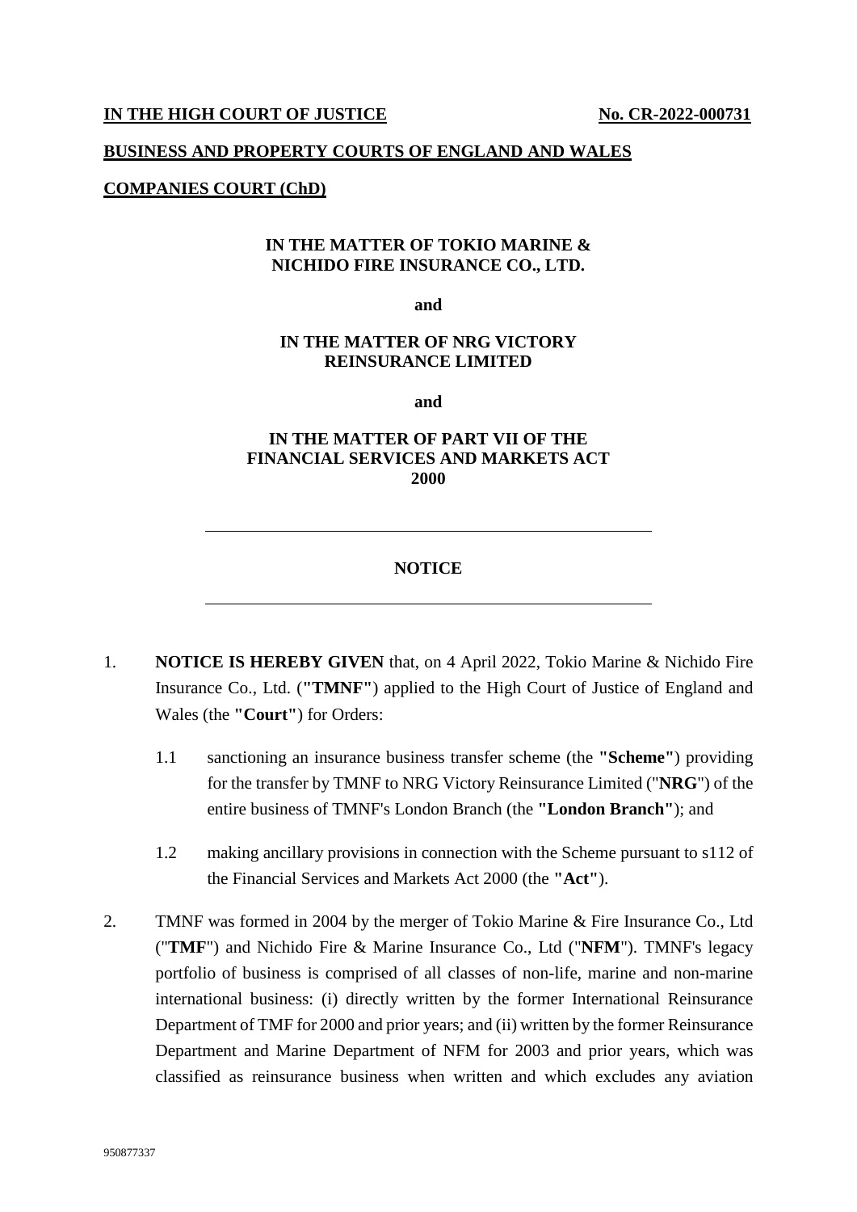**IN THE HIGH COURT OF JUSTICE** **No. CR-2022-000731**

**BUSINESS AND PROPERTY COURTS OF ENGLAND AND WALES**

**COMPANIES COURT (ChD)**

**IN THE MATTER OF TOKIO MARINE & NICHIDO FIRE INSURANCE CO., LTD.**

**and**

**IN THE MATTER OF NRG VICTORY REINSURANCE LIMITED**

**and**

**IN THE MATTER OF PART VII OF THE FINANCIAL SERVICES AND MARKETS ACT 2000**

---

**NOTICE**

---

1. **NOTICE IS HEREBY GIVEN** that, on 4 April 2022, Tokio Marine & Nichido Fire Insurance Co., Ltd. (**"TMNF"**) applied to the High Court of Justice of England and Wales (the **"Court"**) for Orders:

   1.1 sanctioning an insurance business transfer scheme (the **"Scheme"**) providing for the transfer by TMNF to NRG Victory Reinsurance Limited ("**NRG**") of the entire business of TMNF's London Branch (the **"London Branch"**); and

   1.2 making ancillary provisions in connection with the Scheme pursuant to s112 of the Financial Services and Markets Act 2000 (the **"Act"**).

2. TMNF was formed in 2004 by the merger of Tokio Marine & Fire Insurance Co., Ltd ("**TMF**") and Nichido Fire & Marine Insurance Co., Ltd ("**NFM**"). TMNF's legacy portfolio of business is comprised of all classes of non-life, marine and non-marine international business: (i) directly written by the former International Reinsurance Department of TMF for 2000 and prior years; and (ii) written by the former Reinsurance Department and Marine Department of NFM for 2003 and prior years, which was classified as reinsurance business when written and which excludes any aviation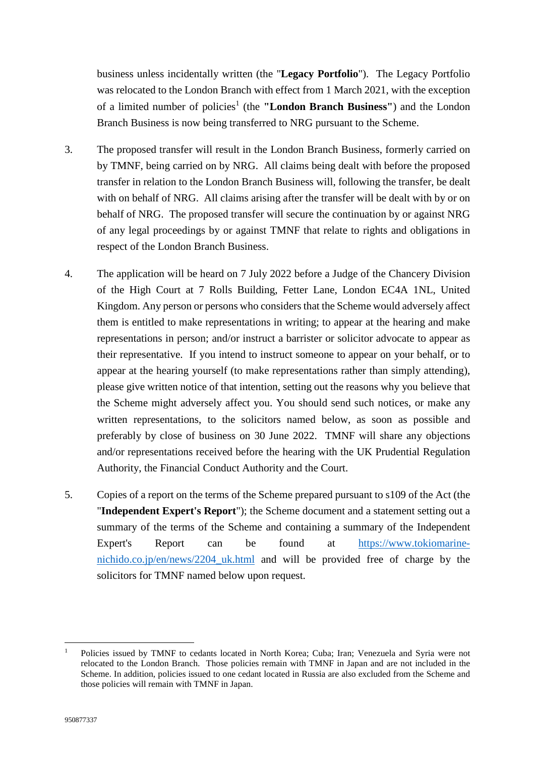business unless incidentally written (the "**Legacy Portfolio**"). The Legacy Portfolio was relocated to the London Branch with effect from 1 March 2021, with the exception of a limited number of policies[1] (the "**London Branch Business**") and the London Branch Business is now being transferred to NRG pursuant to the Scheme.

3. The proposed transfer will result in the London Branch Business, formerly carried on by TMNF, being carried on by NRG. All claims being dealt with before the proposed transfer in relation to the London Branch Business will, following the transfer, be dealt with on behalf of NRG. All claims arising after the transfer will be dealt with by or on behalf of NRG. The proposed transfer will secure the continuation by or against NRG of any legal proceedings by or against TMNF that relate to rights and obligations in respect of the London Branch Business.

4. The application will be heard on 7 July 2022 before a Judge of the Chancery Division of the High Court at 7 Rolls Building, Fetter Lane, London EC4A 1NL, United Kingdom. Any person or persons who considers that the Scheme would adversely affect them is entitled to make representations in writing; to appear at the hearing and make representations in person; and/or instruct a barrister or solicitor advocate to appear as their representative. If you intend to instruct someone to appear on your behalf, or to appear at the hearing yourself (to make representations rather than simply attending), please give written notice of that intention, setting out the reasons why you believe that the Scheme might adversely affect you. You should send such notices, or make any written representations, to the solicitors named below, as soon as possible and preferably by close of business on 30 June 2022. TMNF will share any objections and/or representations received before the hearing with the UK Prudential Regulation Authority, the Financial Conduct Authority and the Court.

5. Copies of a report on the terms of the Scheme prepared pursuant to s109 of the Act (the "**Independent Expert's Report**"); the Scheme document and a statement setting out a summary of the terms of the Scheme and containing a summary of the Independent Expert's Report can be found at https://www.tokiomarine-nichido.co.jp/en/news/2204_uk.html and will be provided free of charge by the solicitors for TMNF named below upon request.

---

[1] Policies issued by TMNF to cedants located in North Korea; Cuba; Iran; Venezuela and Syria were not relocated to the London Branch. Those policies remain with TMNF in Japan and are not included in the Scheme. In addition, policies issued to one cedant located in Russia are also excluded from the Scheme and those policies will remain with TMNF in Japan.

950877337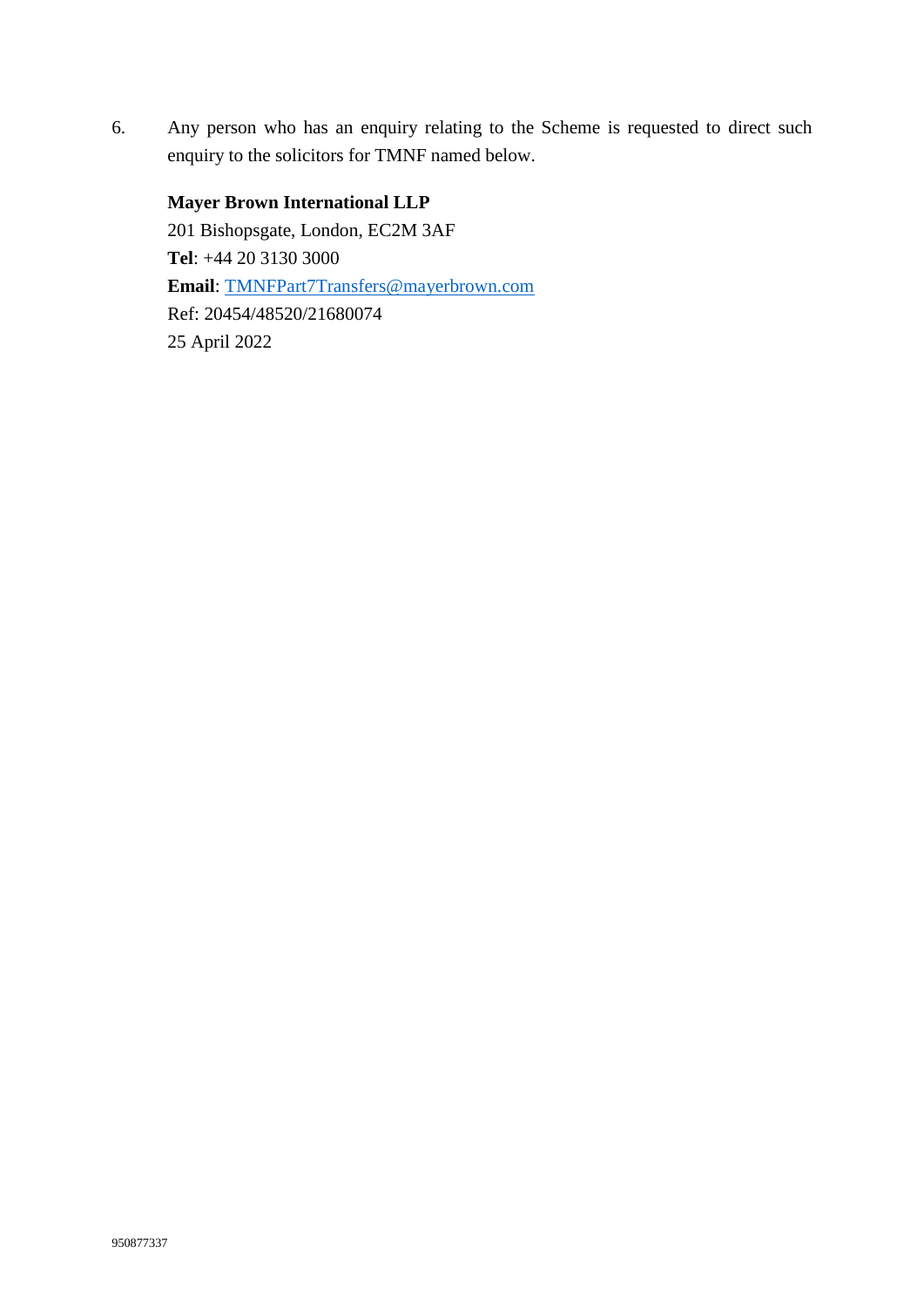6. Any person who has an enquiry relating to the Scheme is requested to direct such enquiry to the solicitors for TMNF named below.

**Mayer Brown International LLP**
201 Bishopsgate, London, EC2M 3AF
**Tel**: +44 20 3130 3000
**Email**: TMNFPart7Transfers@mayerbrown.com
Ref: 20454/48520/21680074
25 April 2022